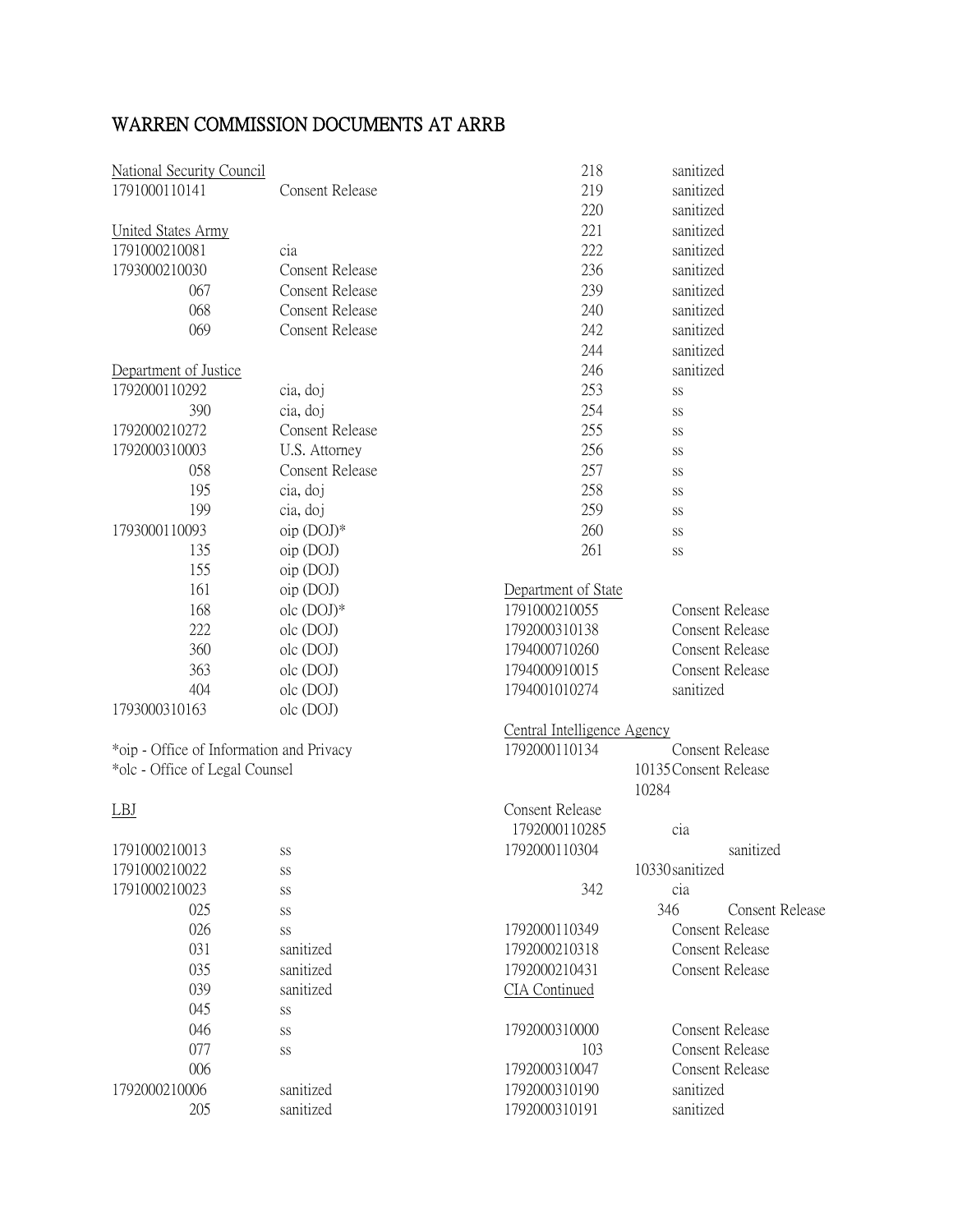# WARREN COMMISSION DOCUMENTS AT ARRB

National Security Council

| | |
|---|---|
| 1791000110141 | Consent Release |

United States Army

| | |
|---|---|
| 1791000210081 | cia |
| 1793000210030 | Consent Release |
| 067 | Consent Release |
| 068 | Consent Release |
| 069 | Consent Release |

Department of Justice

| | |
|---|---|
| 1792000110292 | cia, doj |
| 390 | cia, doj |
| 1792000210272 | Consent Release |
| 1792000310003 | U.S. Attorney |
| 058 | Consent Release |
| 195 | cia, doj |
| 199 | cia, doj |
| 1793000110093 | oip (DOJ)* |
| 135 | oip (DOJ) |
| 155 | oip (DOJ) |
| 161 | oip (DOJ) |
| 168 | olc (DOJ)* |
| 222 | olc (DOJ) |
| 360 | olc (DOJ) |
| 363 | olc (DOJ) |
| 404 | olc (DOJ) |
| 1793000310163 | olc (DOJ) |

*oip - Office of Information and Privacy
*olc - Office of Legal Counsel

LBJ

| | |
|---|---|
| 1791000210013 | ss |
| 1791000210022 | ss |
| 1791000210023 | ss |
| 025 | ss |
| 026 | ss |
| 031 | sanitized |
| 035 | sanitized |
| 039 | sanitized |
| 045 | ss |
| 046 | ss |
| 077 | ss |
| 006 | |
| 1792000210006 | sanitized |
| 205 | sanitized |
| 218 | sanitized |
| 219 | sanitized |
| 220 | sanitized |
| 221 | sanitized |
| 222 | sanitized |
| 236 | sanitized |
| 239 | sanitized |
| 240 | sanitized |
| 242 | sanitized |
| 244 | sanitized |
| 246 | sanitized |
| 253 | ss |
| 254 | ss |
| 255 | ss |
| 256 | ss |
| 257 | ss |
| 258 | ss |
| 259 | ss |
| 260 | ss |
| 261 | ss |

Department of State

| | |
|---|---|
| 1791000210055 | Consent Release |
| 1792000310138 | Consent Release |
| 1794000710260 | Consent Release |
| 1794000910015 | Consent Release |
| 1794001010274 | sanitized |

Central Intelligence Agency

| | |
|---|---|
| 1792000110134 | Consent Release |
| 10135 | Consent Release |
| 10284 | |
| Consent Release | |
| 1792000110285 | cia |
| 1792000110304 | sanitized |
| 10330 | sanitized |
| 342 | cia |
| 346 | Consent Release |
| 1792000110349 | Consent Release |
| 1792000210318 | Consent Release |
| 1792000210431 | Consent Release |

CIA Continued

| | |
|---|---|
| 1792000310000 | Consent Release |
| 103 | Consent Release |
| 1792000310047 | Consent Release |
| 1792000310190 | sanitized |
| 1792000310191 | sanitized |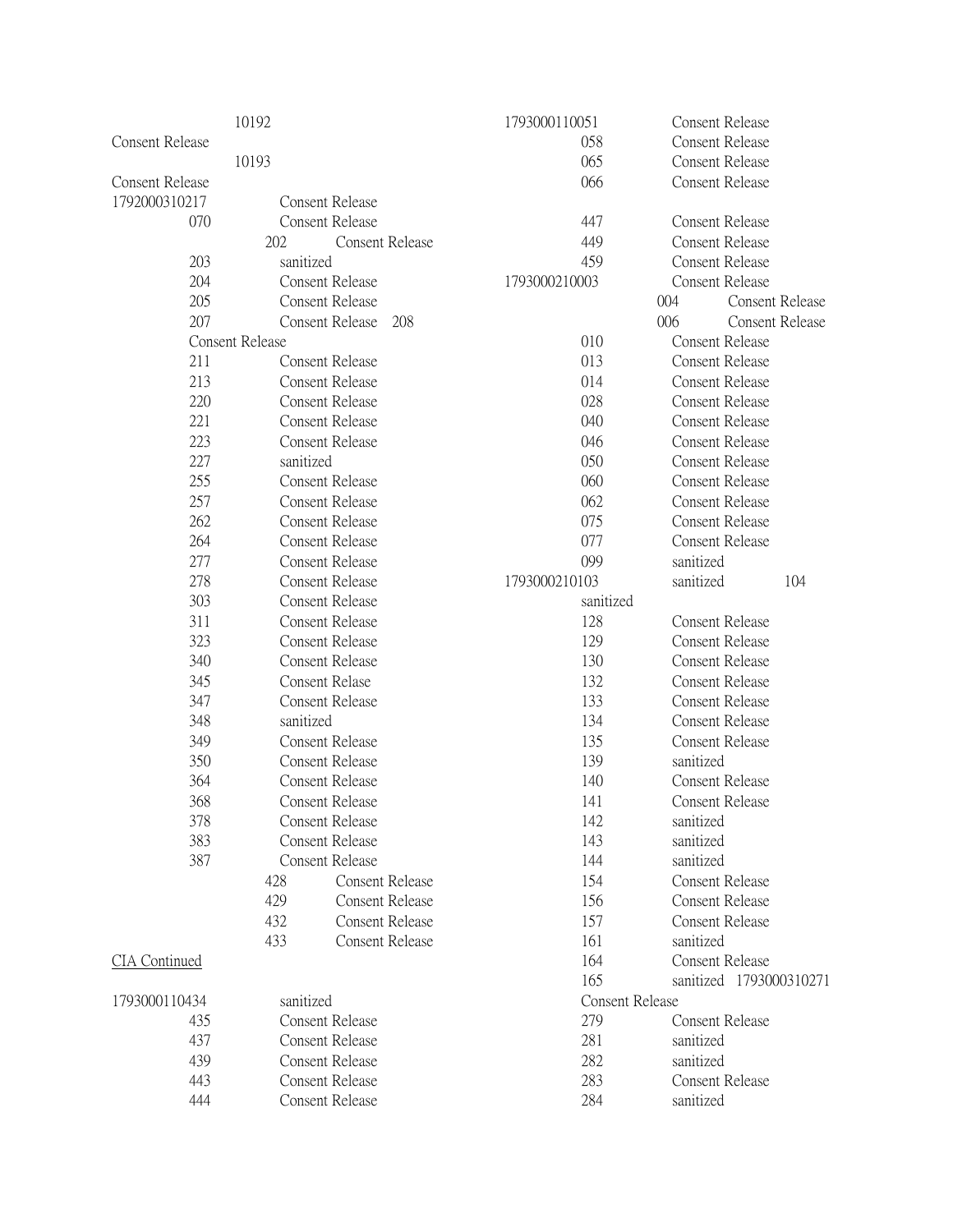10192
Consent Release
10193
Consent Release
1792000310217 Consent Release
070 Consent Release
202 Consent Release
203 sanitized
204 Consent Release
205 Consent Release
207 Consent Release 208
Consent Release
211 Consent Release
213 Consent Release
220 Consent Release
221 Consent Release
223 Consent Release
227 sanitized
255 Consent Release
257 Consent Release
262 Consent Release
264 Consent Release
277 Consent Release
278 Consent Release
303 Consent Release
311 Consent Release
323 Consent Release
340 Consent Release
345 Consent Relase
347 Consent Release
348 sanitized
349 Consent Release
350 Consent Release
364 Consent Release
368 Consent Release
378 Consent Release
383 Consent Release
387 Consent Release
428 Consent Release
429 Consent Release
432 Consent Release
433 Consent Release

<u>CIA Continued</u>

1793000110434 sanitized
435 Consent Release
437 Consent Release
439 Consent Release
443 Consent Release
444 Consent Release
1793000110051 Consent Release
058 Consent Release
065 Consent Release
066 Consent Release
447 Consent Release
449 Consent Release
459 Consent Release
1793000210003 Consent Release
004 Consent Release
006 Consent Release
010 Consent Release
013 Consent Release
014 Consent Release
028 Consent Release
040 Consent Release
046 Consent Release
050 Consent Release
060 Consent Release
062 Consent Release
075 Consent Release
077 Consent Release
099 sanitized
1793000210103 sanitized 104
sanitized
128 Consent Release
129 Consent Release
130 Consent Release
132 Consent Release
133 Consent Release
134 Consent Release
135 Consent Release
139 sanitized
140 Consent Release
141 Consent Release
142 sanitized
143 sanitized
144 sanitized
154 Consent Release
156 Consent Release
157 Consent Release
161 sanitized
164 Consent Release
165 sanitized 1793000310271
Consent Release
279 Consent Release
281 sanitized
282 sanitized
283 Consent Release
284 sanitized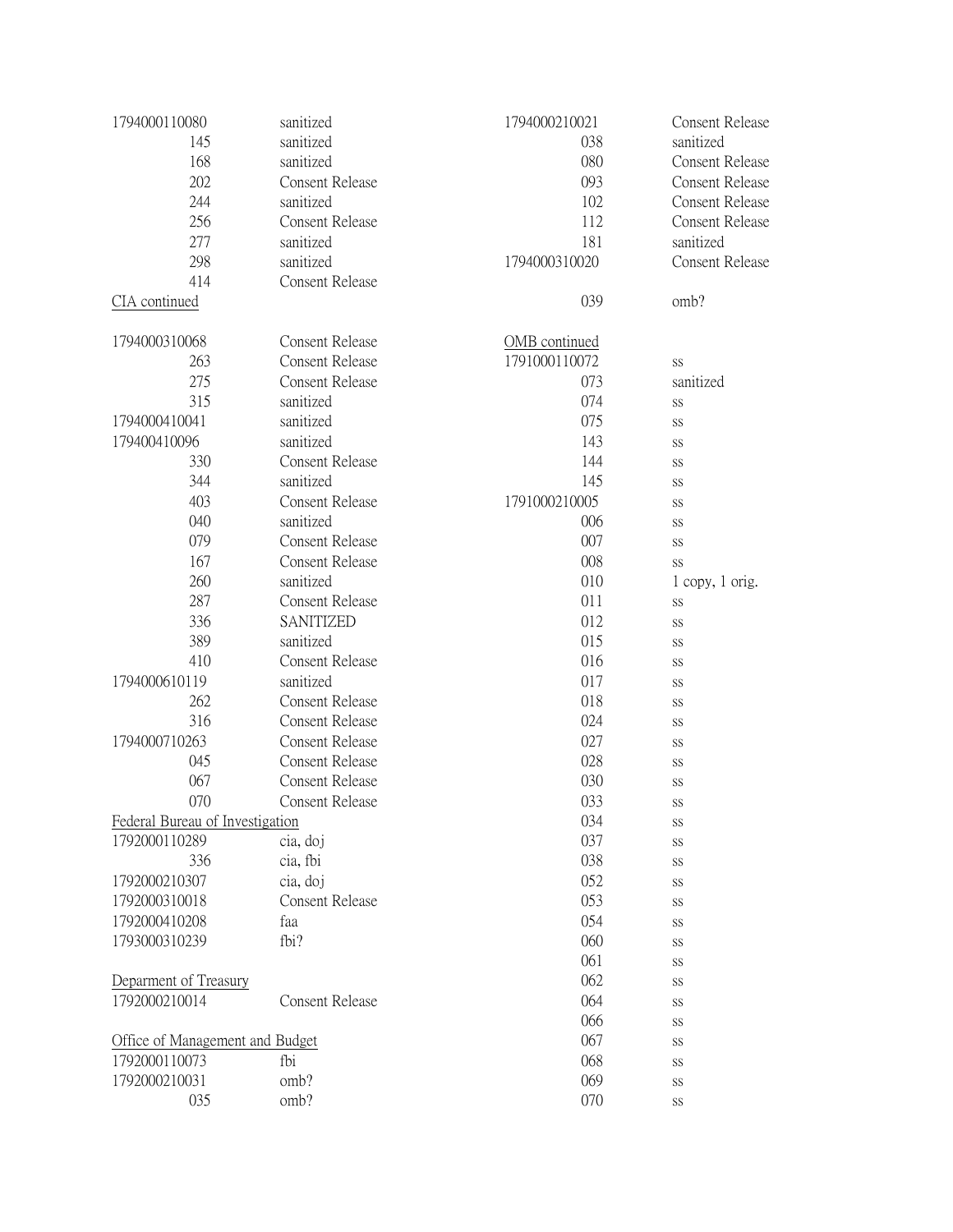| | |
|---|---|
| 1794000110080 | sanitized |
| 145 | sanitized |
| 168 | sanitized |
| 202 | Consent Release |
| 244 | sanitized |
| 256 | Consent Release |
| 277 | sanitized |
| 298 | sanitized |
| 414 | Consent Release |

CIA continued

| | |
|---|---|
| 1794000310068 | Consent Release |
| 263 | Consent Release |
| 275 | Consent Release |
| 315 | sanitized |
| 1794000410041 | sanitized |
| 179400410096 | sanitized |
| 330 | Consent Release |
| 344 | sanitized |
| 403 | Consent Release |
| 040 | sanitized |
| 079 | Consent Release |
| 167 | Consent Release |
| 260 | sanitized |
| 287 | Consent Release |
| 336 | SANITIZED |
| 389 | sanitized |
| 410 | Consent Release |
| 1794000610119 | sanitized |
| 262 | Consent Release |
| 316 | Consent Release |
| 1794000710263 | Consent Release |
| 045 | Consent Release |
| 067 | Consent Release |
| 070 | Consent Release |

Federal Bureau of Investigation

| | |
|---|---|
| 1792000110289 | cia, doj |
| 336 | cia, fbi |
| 1792000210307 | cia, doj |
| 1792000310018 | Consent Release |
| 1792000410208 | faa |
| 1793000310239 | fbi? |

Deparment of Treasury

| | |
|---|---|
| 1792000210014 | Consent Release |

Office of Management and Budget

| | |
|---|---|
| 1792000110073 | fbi |
| 1792000210031 | omb? |
| 035 | omb? |
| 1794000210021 | Consent Release |
| 038 | sanitized |
| 080 | Consent Release |
| 093 | Consent Release |
| 102 | Consent Release |
| 112 | Consent Release |
| 181 | sanitized |
| 1794000310020 | Consent Release |
| 039 | omb? |

OMB continued

| | |
|---|---|
| 1791000110072 | ss |
| 073 | sanitized |
| 074 | ss |
| 075 | ss |
| 143 | ss |
| 144 | ss |
| 145 | ss |
| 1791000210005 | ss |
| 006 | ss |
| 007 | ss |
| 008 | ss |
| 010 | 1 copy, 1 orig. |
| 011 | ss |
| 012 | ss |
| 015 | ss |
| 016 | ss |
| 017 | ss |
| 018 | ss |
| 024 | ss |
| 027 | ss |
| 028 | ss |
| 030 | ss |
| 033 | ss |
| 034 | ss |
| 037 | ss |
| 038 | ss |
| 052 | ss |
| 053 | ss |
| 054 | ss |
| 060 | ss |
| 061 | ss |
| 062 | ss |
| 064 | ss |
| 066 | ss |
| 067 | ss |
| 068 | ss |
| 069 | ss |
| 070 | ss |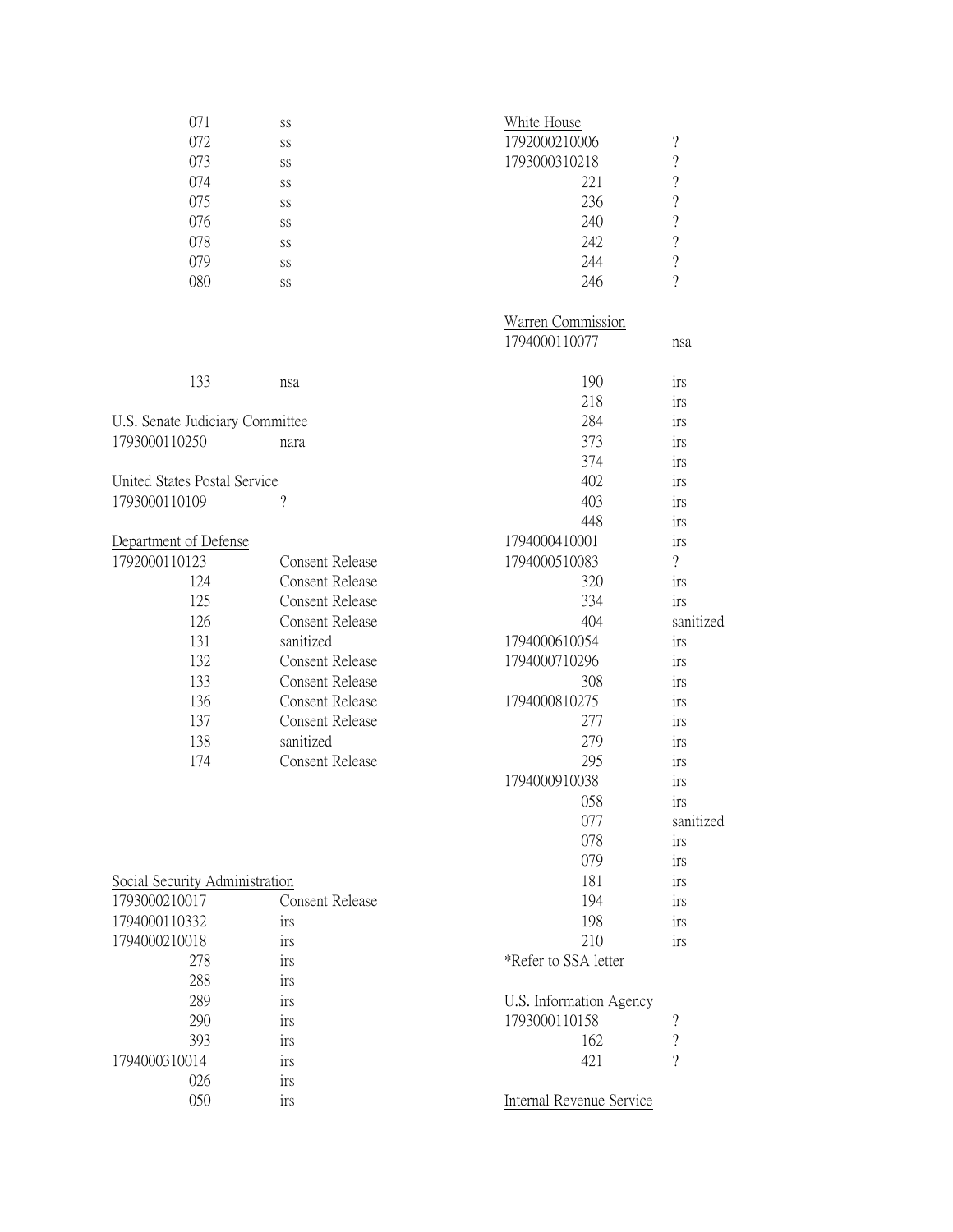| | |
|---|---|
| 071 | ss |
| 072 | ss |
| 073 | ss |
| 074 | ss |
| 075 | ss |
| 076 | ss |
| 078 | ss |
| 079 | ss |
| 080 | ss |

| | |
|---|---|
| 133 | nsa |

U.S. Senate Judiciary Committee

| | |
|---|---|
| 1793000110250 | nara |

United States Postal Service

| | |
|---|---|
| 1793000110109 | ? |

Department of Defense

| | |
|---|---|
| 1792000110123 | Consent Release |
| 124 | Consent Release |
| 125 | Consent Release |
| 126 | Consent Release |
| 131 | sanitized |
| 132 | Consent Release |
| 133 | Consent Release |
| 136 | Consent Release |
| 137 | Consent Release |
| 138 | sanitized |
| 174 | Consent Release |

Social Security Administration

| | |
|---|---|
| 1793000210017 | Consent Release |
| 1794000110332 | irs |
| 1794000210018 | irs |
| 278 | irs |
| 288 | irs |
| 289 | irs |
| 290 | irs |
| 393 | irs |
| 1794000310014 | irs |
| 026 | irs |
| 050 | irs |
| 190 | irs |
| 218 | irs |
| 284 | irs |
| 373 | irs |
| 374 | irs |
| 402 | irs |
| 403 | irs |
| 448 | irs |
| 1794000410001 | irs |
| 1794000510083 | ? |
| 320 | irs |
| 334 | irs |
| 404 | sanitized |
| 1794000610054 | irs |
| 1794000710296 | irs |
| 308 | irs |
| 1794000810275 | irs |
| 277 | irs |
| 279 | irs |
| 295 | irs |
| 1794000910038 | irs |
| 058 | irs |
| 077 | sanitized |
| 078 | irs |
| 079 | irs |
| 181 | irs |
| 194 | irs |
| 198 | irs |
| 210 | irs |

*Refer to SSA letter

White House

| | |
|---|---|
| 1792000210006 | ? |
| 1793000310218 | ? |
| 221 | ? |
| 236 | ? |
| 240 | ? |
| 242 | ? |
| 244 | ? |
| 246 | ? |

Warren Commission

| | |
|---|---|
| 1794000110077 | nsa |

U.S. Information Agency

| | |
|---|---|
| 1793000110158 | ? |
| 162 | ? |
| 421 | ? |

Internal Revenue Service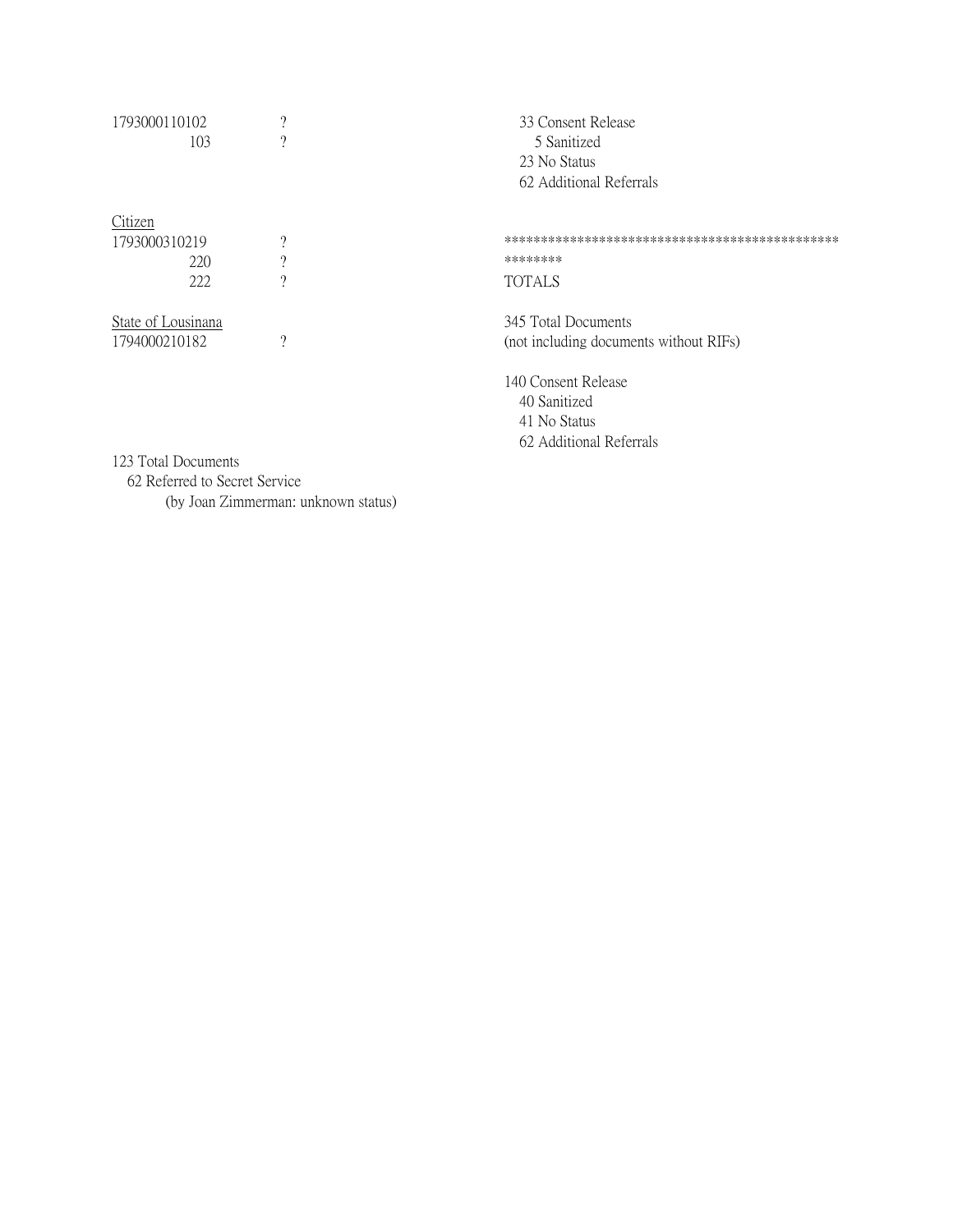1793000110102 ?
103 ?

Citizen
1793000310219 ?
220 ?
222 ?

State of Lousinana
1794000210182 ?

123 Total Documents
62 Referred to Secret Service
(by Joan Zimmerman: unknown status)

33 Consent Release
5 Sanitized
23 No Status
62 Additional Referrals

*********************************************
********
TOTALS

345 Total Documents
(not including documents without RIFs)

140 Consent Release
40 Sanitized
41 No Status
62 Additional Referrals